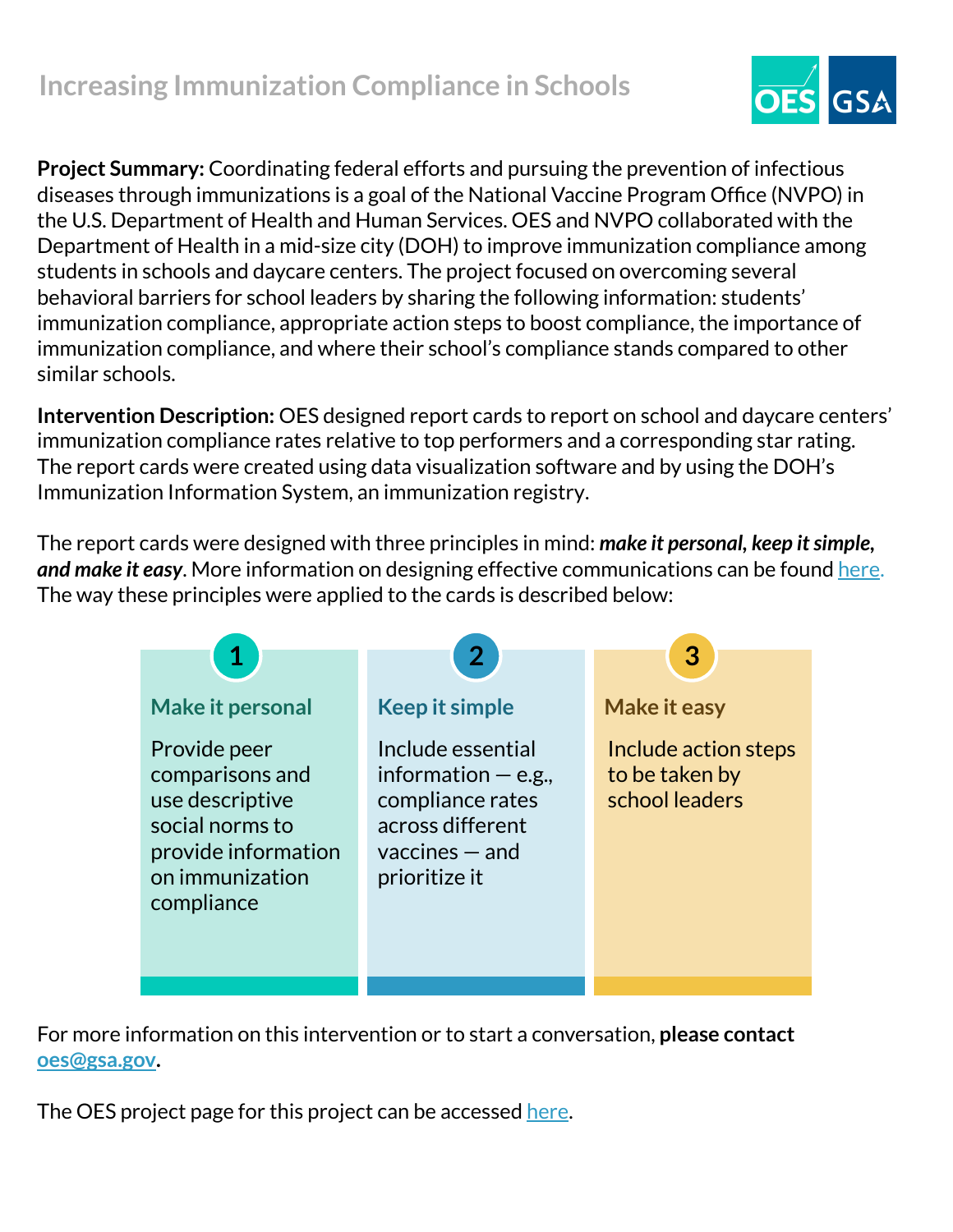# Increasing Immunization Compliance in Schools

**Project Summary:** Coordinating federal efforts and pursuing the prevention of infectious diseases through immunizations is a goal of the National Vaccine Program Office (NVPO) in the U.S. Department of Health and Human Services. OES and NVPO collaborated with the Department of Health in a mid-size city (DOH) to improve immunization compliance among students in schools and daycare centers. The project focused on overcoming several behavioral barriers for school leaders by sharing the following information: students' immunization compliance, appropriate action steps to boost compliance, the importance of immunization compliance, and where their school's compliance stands compared to other similar schools.

**Intervention Description:** OES designed report cards to report on school and daycare centers' immunization compliance rates relative to top performers and a corresponding star rating. The report cards were created using data visualization software and by using the DOH's Immunization Information System, an immunization registry.

The report cards were designed with three principles in mind: ***make it personal, keep it simple, and make it easy***. More information on designing effective communications can be found here. The way these principles were applied to the cards is described below:

**1. Make it personal**

Provide peer comparisons and use descriptive social norms to provide information on immunization compliance

**2. Keep it simple**

Include essential information — e.g., compliance rates across different vaccines — and prioritize it

**3. Make it easy**

Include action steps to be taken by school leaders

For more information on this intervention or to start a conversation, **please contact oes@gsa.gov.**

The OES project page for this project can be accessed here.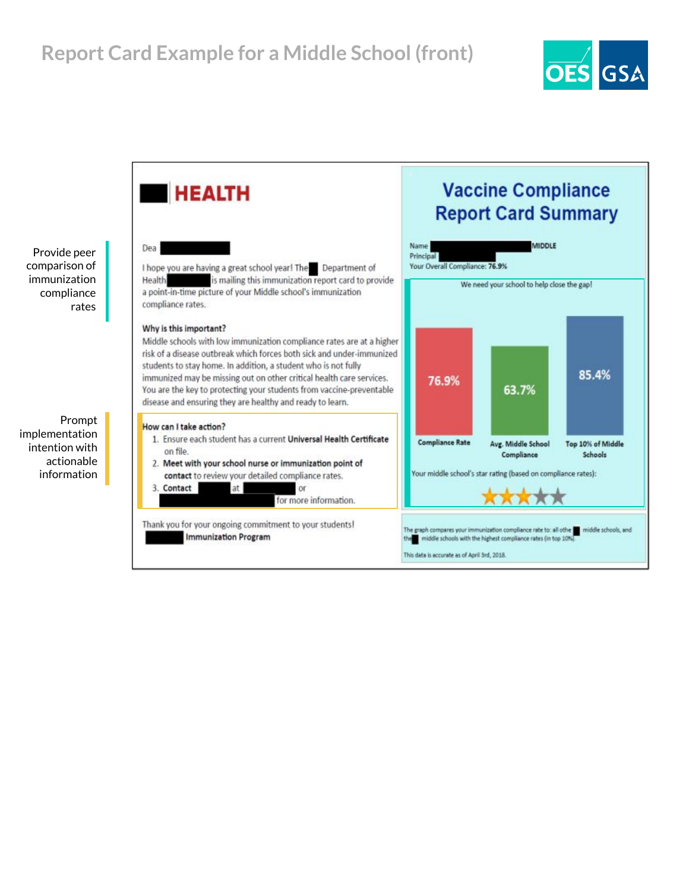# Report Card Example for a Middle School (front)

Provide peer comparison of immunization compliance rates

Prompt implementation intention with actionable information

**HEALTH**

Dea

I hope you are having a great school year! The Department of Health is mailing this immunization report card to provide a point-in-time picture of your Middle school's immunization compliance rates.

**Why is this important?**

Middle schools with low immunization compliance rates are at a higher risk of a disease outbreak which forces both sick and under-immunized students to stay home. In addition, a student who is not fully immunized may be missing out on other critical health care services. You are the key to protecting your students from vaccine-preventable disease and ensuring they are healthy and ready to learn.

**How can I take action?**

1. Ensure each student has a current **Universal Health Certificate** on file.
2. **Meet with your school nurse or immunization point of contact** to review your detailed compliance rates.
3. **Contact** at or for more information.

Thank you for your ongoing commitment to your students!

**Immunization Program**

## Vaccine Compliance Report Card Summary

Name MIDDLE

Principal

Your Overall Compliance: **76.9%**

We need your school to help close the gap!

| Compliance Rate | Avg. Middle School Compliance | Top 10% of Middle Schools |
|---|---|---|
| 76.9% | 63.7% | 85.4% |

Your middle school's star rating (based on compliance rates):

★★★★★

The graph compares your immunization compliance rate to: all othe middle schools, and the middle schools with the highest compliance rates (in top 10%).

This data is accurate as of April 3rd, 2018.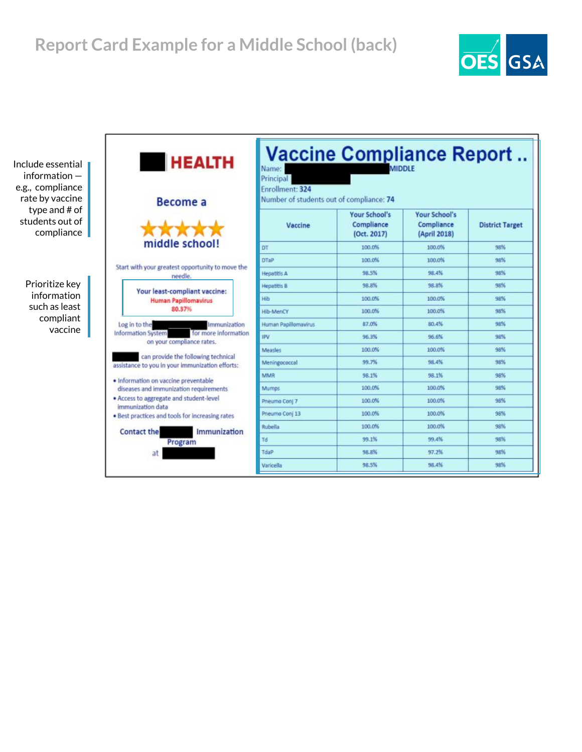# Report Card Example for a Middle School (back)

Include essential information — e.g., compliance rate by vaccine type and # of students out of compliance

Prioritize key information such as least compliant vaccine

**HEALTH**

**Become a ★★★★★ middle school!**

Start with your greatest opportunity to move the needle.

**Your least-compliant vaccine:**
**Human Papillomavirus**
**80.37%**

Log in to the Immunization Information System for more information on your compliance rates.

can provide the following technical assistance to you in your immunization efforts:

- Information on vaccine preventable diseases and immunization requirements
- Access to aggregate and student-level immunization data
- Best practices and tools for increasing rates

**Contact the Immunization Program at**

## Vaccine Compliance Report ..

Name: MIDDLE
Principal
Enrollment: **324**
Number of students out of compliance: **74**

| Vaccine | Your School's Compliance (Oct. 2017) | Your School's Compliance (April 2018) | District Target |
|---|---|---|---|
| DT | 100.0% | 100.0% | 98% |
| DTaP | 100.0% | 100.0% | 98% |
| Hepatitis A | 98.5% | 98.4% | 98% |
| Hepatitis B | 98.8% | 98.8% | 98% |
| Hib | 100.0% | 100.0% | 98% |
| Hib-MenCY | 100.0% | 100.0% | 98% |
| Human Papillomavirus | 87.0% | 80.4% | 98% |
| IPV | 96.3% | 96.6% | 98% |
| Measles | 100.0% | 100.0% | 98% |
| Meningococcal | 99.7% | 98.4% | 98% |
| MMR | 98.1% | 98.1% | 98% |
| Mumps | 100.0% | 100.0% | 98% |
| Pneumo Conj 7 | 100.0% | 100.0% | 98% |
| Pneumo Conj 13 | 100.0% | 100.0% | 98% |
| Rubella | 100.0% | 100.0% | 98% |
| Td | 99.1% | 99.4% | 98% |
| TdaP | 98.8% | 97.2% | 98% |
| Varicella | 98.5% | 98.4% | 98% |